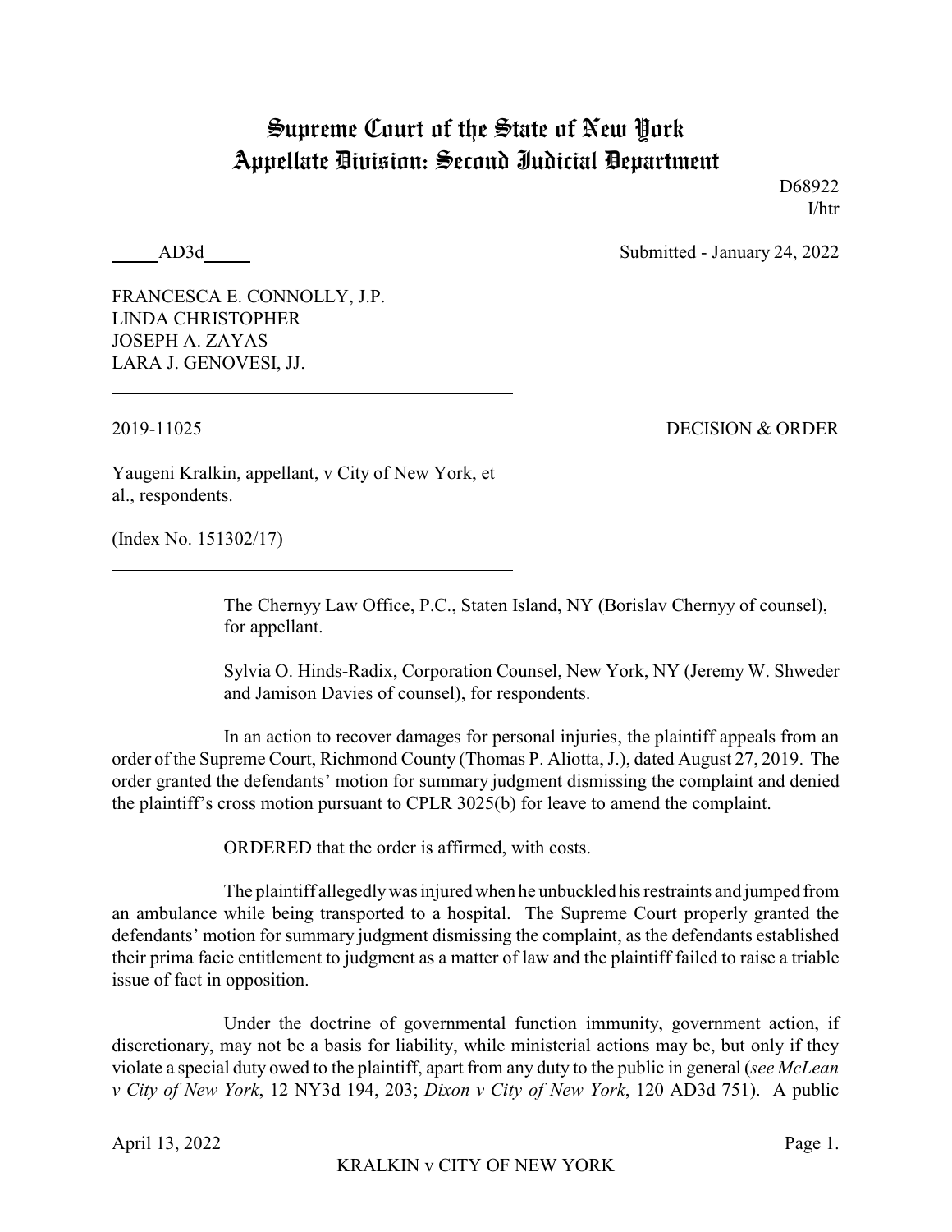# Supreme Court of the State of New York
## Appellate Division: Second Judicial Department

D68922
I/htr

_____AD3d_____ Submitted - January 24, 2022

FRANCESCA E. CONNOLLY, J.P.
LINDA CHRISTOPHER
JOSEPH A. ZAYAS
LARA J. GENOVESI, JJ.

---

2019-11025 DECISION & ORDER

Yaugeni Kralkin, appellant, v City of New York, et al., respondents.

(Index No. 151302/17)

---

The Chernyy Law Office, P.C., Staten Island, NY (Borislav Chernyy of counsel), for appellant.

Sylvia O. Hinds-Radix, Corporation Counsel, New York, NY (Jeremy W. Shweder and Jamison Davies of counsel), for respondents.

In an action to recover damages for personal injuries, the plaintiff appeals from an order of the Supreme Court, Richmond County (Thomas P. Aliotta, J.), dated August 27, 2019. The order granted the defendants' motion for summary judgment dismissing the complaint and denied the plaintiff's cross motion pursuant to CPLR 3025(b) for leave to amend the complaint.

ORDERED that the order is affirmed, with costs.

The plaintiff allegedly was injured when he unbuckled his restraints and jumped from an ambulance while being transported to a hospital. The Supreme Court properly granted the defendants' motion for summary judgment dismissing the complaint, as the defendants established their prima facie entitlement to judgment as a matter of law and the plaintiff failed to raise a triable issue of fact in opposition.

Under the doctrine of governmental function immunity, government action, if discretionary, may not be a basis for liability, while ministerial actions may be, but only if they violate a special duty owed to the plaintiff, apart from any duty to the public in general (*see McLean v City of New York*, 12 NY3d 194, 203; *Dixon v City of New York*, 120 AD3d 751). A public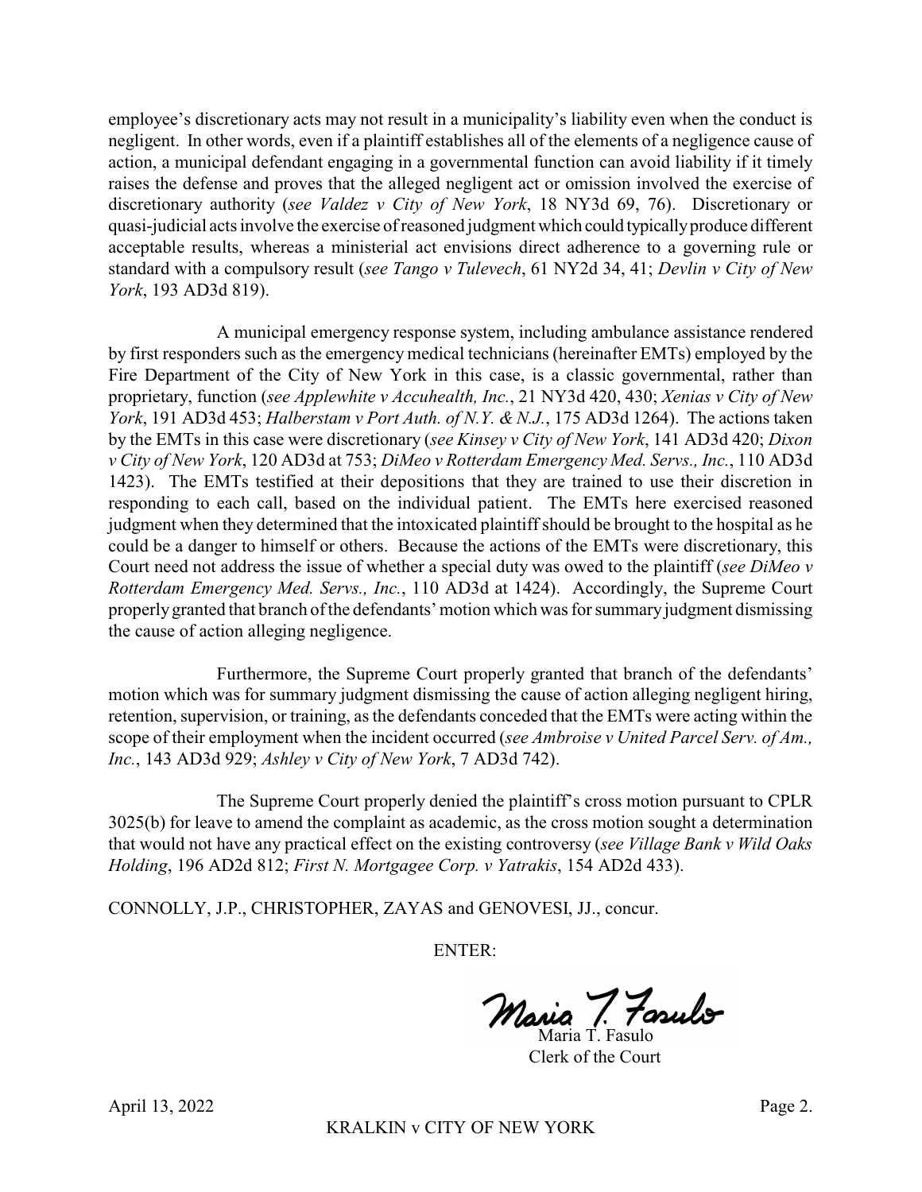employee's discretionary acts may not result in a municipality's liability even when the conduct is negligent. In other words, even if a plaintiff establishes all of the elements of a negligence cause of action, a municipal defendant engaging in a governmental function can avoid liability if it timely raises the defense and proves that the alleged negligent act or omission involved the exercise of discretionary authority (*see Valdez v City of New York*, 18 NY3d 69, 76). Discretionary or quasi-judicial acts involve the exercise of reasoned judgment which could typically produce different acceptable results, whereas a ministerial act envisions direct adherence to a governing rule or standard with a compulsory result (*see Tango v Tulevech*, 61 NY2d 34, 41; *Devlin v City of New York*, 193 AD3d 819).

A municipal emergency response system, including ambulance assistance rendered by first responders such as the emergency medical technicians (hereinafter EMTs) employed by the Fire Department of the City of New York in this case, is a classic governmental, rather than proprietary, function (*see Applewhite v Accuhealth, Inc.*, 21 NY3d 420, 430; *Xenias v City of New York*, 191 AD3d 453; *Halberstam v Port Auth. of N.Y. & N.J.*, 175 AD3d 1264). The actions taken by the EMTs in this case were discretionary (*see Kinsey v City of New York*, 141 AD3d 420; *Dixon v City of New York*, 120 AD3d at 753; *DiMeo v Rotterdam Emergency Med. Servs., Inc.*, 110 AD3d 1423). The EMTs testified at their depositions that they are trained to use their discretion in responding to each call, based on the individual patient. The EMTs here exercised reasoned judgment when they determined that the intoxicated plaintiff should be brought to the hospital as he could be a danger to himself or others. Because the actions of the EMTs were discretionary, this Court need not address the issue of whether a special duty was owed to the plaintiff (*see DiMeo v Rotterdam Emergency Med. Servs., Inc.*, 110 AD3d at 1424). Accordingly, the Supreme Court properly granted that branch of the defendants' motion which was for summary judgment dismissing the cause of action alleging negligence.

Furthermore, the Supreme Court properly granted that branch of the defendants' motion which was for summary judgment dismissing the cause of action alleging negligent hiring, retention, supervision, or training, as the defendants conceded that the EMTs were acting within the scope of their employment when the incident occurred (*see Ambroise v United Parcel Serv. of Am., Inc.*, 143 AD3d 929; *Ashley v City of New York*, 7 AD3d 742).

The Supreme Court properly denied the plaintiff's cross motion pursuant to CPLR 3025(b) for leave to amend the complaint as academic, as the cross motion sought a determination that would not have any practical effect on the existing controversy (*see Village Bank v Wild Oaks Holding*, 196 AD2d 812; *First N. Mortgagee Corp. v Yatrakis*, 154 AD2d 433).

CONNOLLY, J.P., CHRISTOPHER, ZAYAS and GENOVESI, JJ., concur.

ENTER:

Maria T. Fasulo
Clerk of the Court

April 13, 2022

KRALKIN v CITY OF NEW YORK